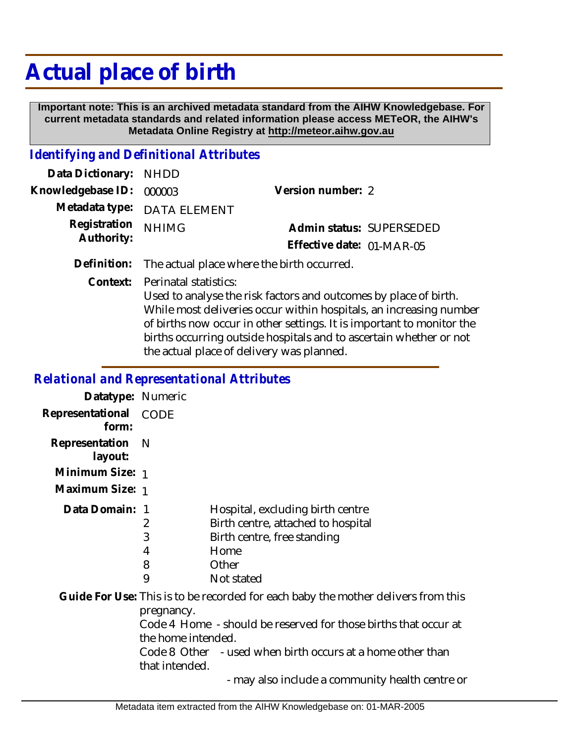# Actual place of birth

**Important note: This is an archived metadata standard from the AIHW Knowledgebase. For current metadata standards and related information please access METeOR, the AIHW's Metadata Online Registry at http://meteor.aihw.gov.au**

## *Identifying and Definitional Attributes*

**Data Dictionary:** NHDD

**Knowledgebase ID:** 000003 **Version number:** 2

**Metadata type:** DATA ELEMENT

**Registration Authority:** NHIMG **Admin status:** SUPERSEDED

**Effective date:** 01-MAR-05

**Definition:** The actual place where the birth occurred.

**Context:** Perinatal statistics:
Used to analyse the risk factors and outcomes by place of birth. While most deliveries occur within hospitals, an increasing number of births now occur in other settings. It is important to monitor the births occurring outside hospitals and to ascertain whether or not the actual place of delivery was planned.

## *Relational and Representational Attributes*

**Datatype:** Numeric

**Representational form:** CODE

**Representation layout:** N

**Minimum Size:** 1

**Maximum Size:** 1

**Data Domain:**

| | |
|---|---|
| 1 | Hospital, excluding birth centre |
| 2 | Birth centre, attached to hospital |
| 3 | Birth centre, free standing |
| 4 | Home |
| 8 | Other |
| 9 | Not stated |

**Guide For Use:** This is to be recorded for each baby the mother delivers from this pregnancy.
Code 4 Home - should be reserved for those births that occur at the home intended.
Code 8 Other - used when birth occurs at a home other than that intended.
- may also include a community health centre or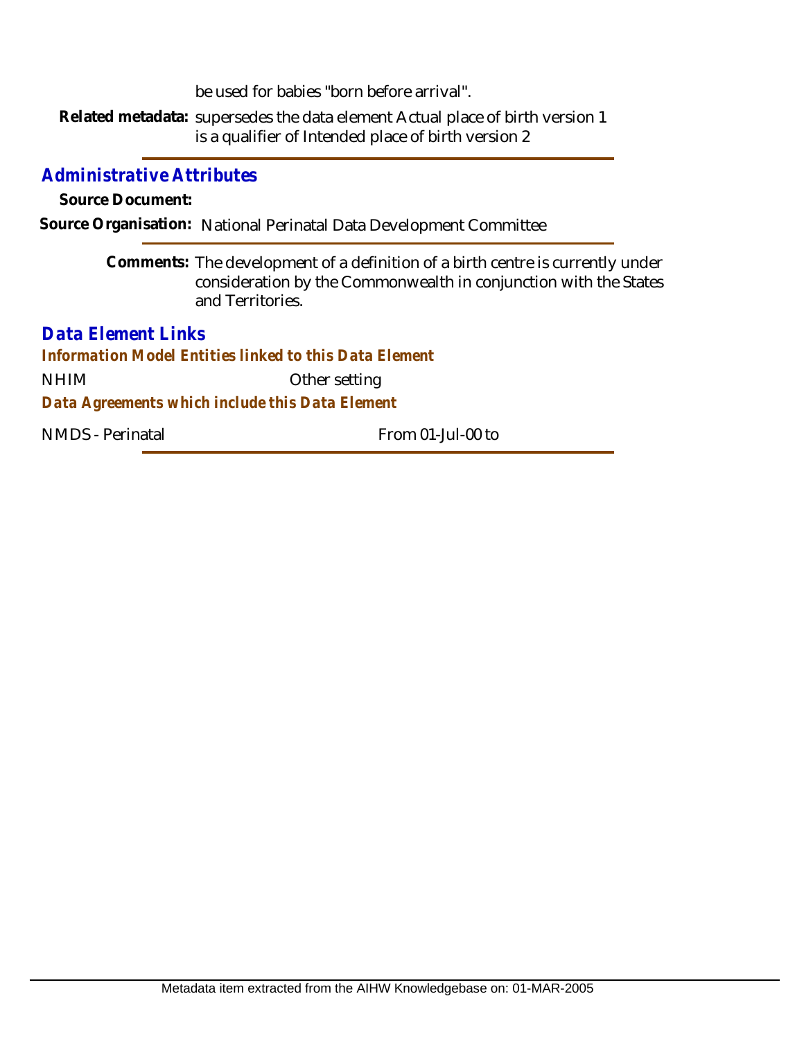be used for babies "born before arrival".

**Related metadata:** supersedes the data element Actual place of birth version 1
is a qualifier of Intended place of birth version 2

## Administrative Attributes

**Source Document:**

**Source Organisation:** National Perinatal Data Development Committee

**Comments:** The development of a definition of a birth centre is currently under consideration by the Commonwealth in conjunction with the States and Territories.

## Data Element Links

### Information Model Entities linked to this Data Element

NHIM — Other setting

### Data Agreements which include this Data Element

NMDS - Perinatal — From 01-Jul-00 to

Metadata item extracted from the AIHW Knowledgebase on: 01-MAR-2005